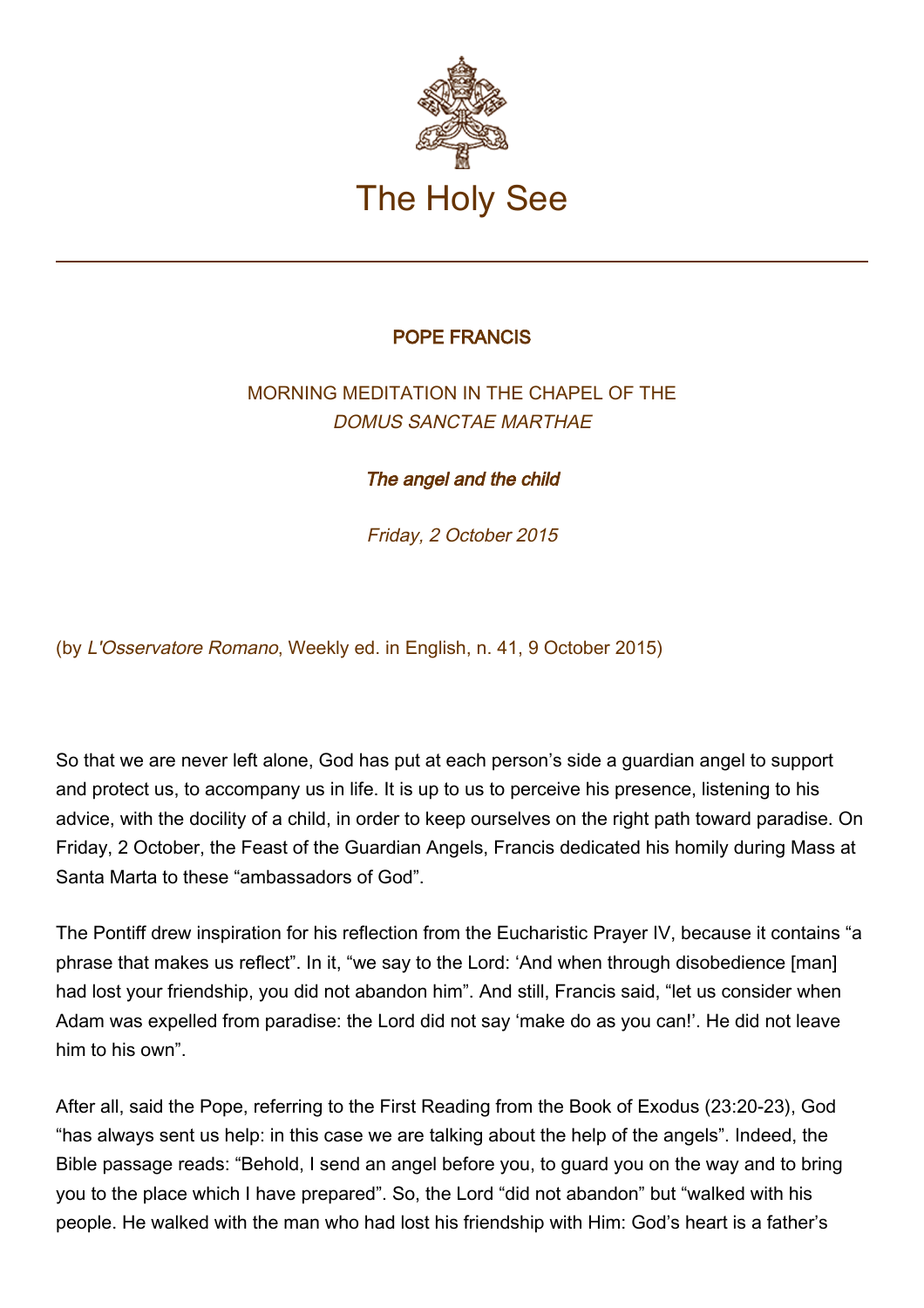# The Holy See

**POPE FRANCIS**

MORNING MEDITATION IN THE CHAPEL OF THE
*DOMUS SANCTAE MARTHAE*

***The angel and the child***

*Friday, 2 October 2015*

(by *L'Osservatore Romano*, Weekly ed. in English, n. 41, 9 October 2015)

So that we are never left alone, God has put at each person's side a guardian angel to support and protect us, to accompany us in life. It is up to us to perceive his presence, listening to his advice, with the docility of a child, in order to keep ourselves on the right path toward paradise. On Friday, 2 October, the Feast of the Guardian Angels, Francis dedicated his homily during Mass at Santa Marta to these "ambassadors of God".

The Pontiff drew inspiration for his reflection from the Eucharistic Prayer IV, because it contains "a phrase that makes us reflect". In it, "we say to the Lord: 'And when through disobedience [man] had lost your friendship, you did not abandon him". And still, Francis said, "let us consider when Adam was expelled from paradise: the Lord did not say 'make do as you can!'. He did not leave him to his own".

After all, said the Pope, referring to the First Reading from the Book of Exodus (23:20-23), God "has always sent us help: in this case we are talking about the help of the angels". Indeed, the Bible passage reads: "Behold, I send an angel before you, to guard you on the way and to bring you to the place which I have prepared". So, the Lord "did not abandon" but "walked with his people. He walked with the man who had lost his friendship with Him: God's heart is a father's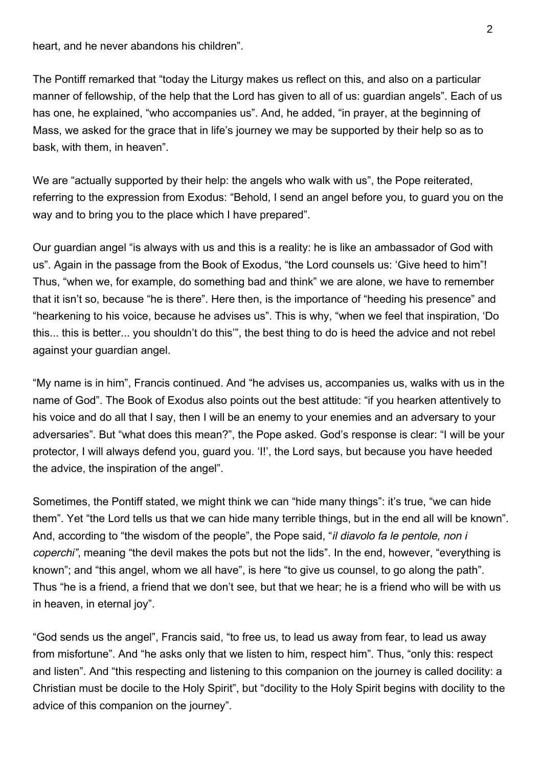heart, and he never abandons his children".

The Pontiff remarked that "today the Liturgy makes us reflect on this, and also on a particular manner of fellowship, of the help that the Lord has given to all of us: guardian angels". Each of us has one, he explained, "who accompanies us". And, he added, "in prayer, at the beginning of Mass, we asked for the grace that in life's journey we may be supported by their help so as to bask, with them, in heaven".

We are "actually supported by their help: the angels who walk with us", the Pope reiterated, referring to the expression from Exodus: "Behold, I send an angel before you, to guard you on the way and to bring you to the place which I have prepared".

Our guardian angel "is always with us and this is a reality: he is like an ambassador of God with us". Again in the passage from the Book of Exodus, "the Lord counsels us: 'Give heed to him"! Thus, "when we, for example, do something bad and think" we are alone, we have to remember that it isn't so, because "he is there". Here then, is the importance of "heeding his presence" and "hearkening to his voice, because he advises us". This is why, "when we feel that inspiration, 'Do this... this is better... you shouldn't do this'", the best thing to do is heed the advice and not rebel against your guardian angel.

"My name is in him", Francis continued. And "he advises us, accompanies us, walks with us in the name of God". The Book of Exodus also points out the best attitude: "if you hearken attentively to his voice and do all that I say, then I will be an enemy to your enemies and an adversary to your adversaries". But "what does this mean?", the Pope asked. God's response is clear: "I will be your protector, I will always defend you, guard you. 'I!', the Lord says, but because you have heeded the advice, the inspiration of the angel".

Sometimes, the Pontiff stated, we might think we can "hide many things": it's true, "we can hide them". Yet "the Lord tells us that we can hide many terrible things, but in the end all will be known". And, according to "the wisdom of the people", the Pope said, "*il diavolo fa le pentole, non i coperchi*", meaning "the devil makes the pots but not the lids". In the end, however, "everything is known"; and "this angel, whom we all have", is here "to give us counsel, to go along the path". Thus "he is a friend, a friend that we don't see, but that we hear; he is a friend who will be with us in heaven, in eternal joy".

"God sends us the angel", Francis said, "to free us, to lead us away from fear, to lead us away from misfortune". And "he asks only that we listen to him, respect him". Thus, "only this: respect and listen". And "this respecting and listening to this companion on the journey is called docility: a Christian must be docile to the Holy Spirit", but "docility to the Holy Spirit begins with docility to the advice of this companion on the journey".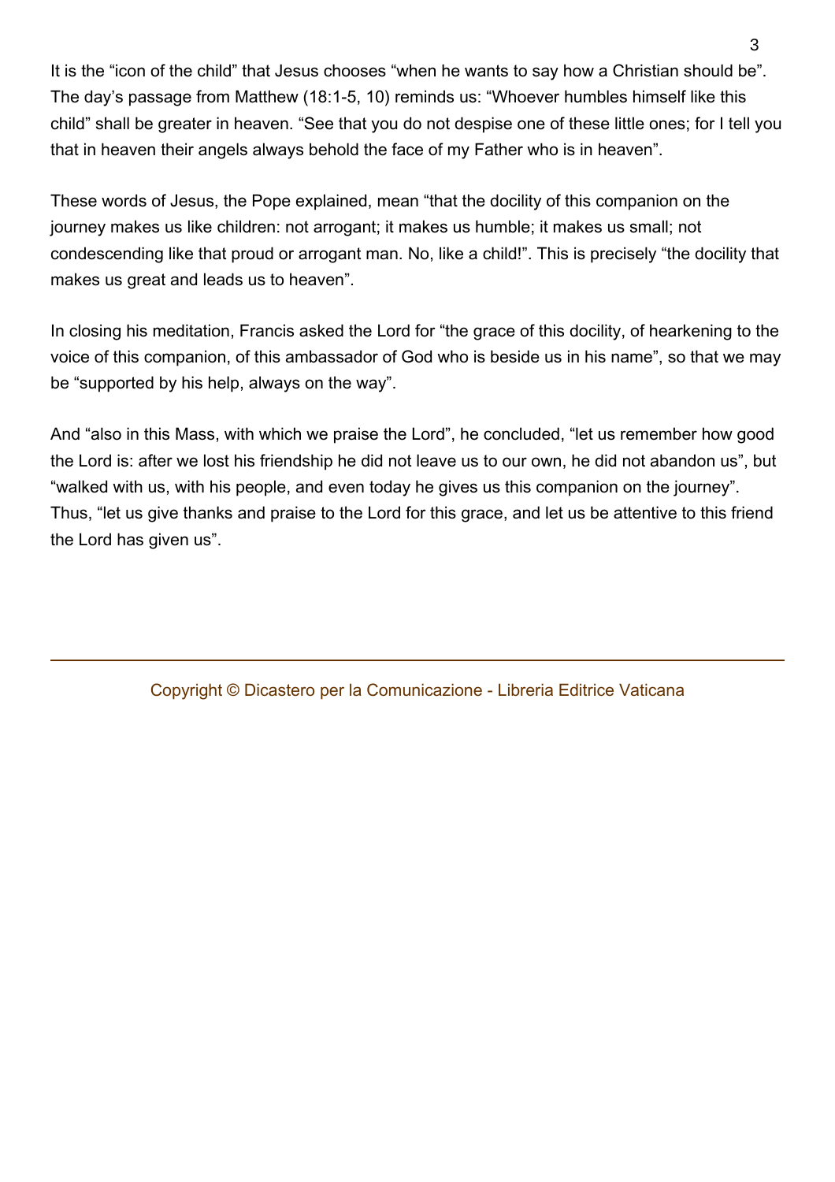It is the “icon of the child” that Jesus chooses “when he wants to say how a Christian should be”. The day’s passage from Matthew (18:1-5, 10) reminds us: “Whoever humbles himself like this child” shall be greater in heaven. “See that you do not despise one of these little ones; for I tell you that in heaven their angels always behold the face of my Father who is in heaven”.

These words of Jesus, the Pope explained, mean “that the docility of this companion on the journey makes us like children: not arrogant; it makes us humble; it makes us small; not condescending like that proud or arrogant man. No, like a child!”. This is precisely “the docility that makes us great and leads us to heaven”.

In closing his meditation, Francis asked the Lord for “the grace of this docility, of hearkening to the voice of this companion, of this ambassador of God who is beside us in his name”, so that we may be “supported by his help, always on the way”.

And “also in this Mass, with which we praise the Lord”, he concluded, “let us remember how good the Lord is: after we lost his friendship he did not leave us to our own, he did not abandon us”, but “walked with us, with his people, and even today he gives us this companion on the journey”. Thus, “let us give thanks and praise to the Lord for this grace, and let us be attentive to this friend the Lord has given us”.

---

Copyright © Dicastero per la Comunicazione - Libreria Editrice Vaticana